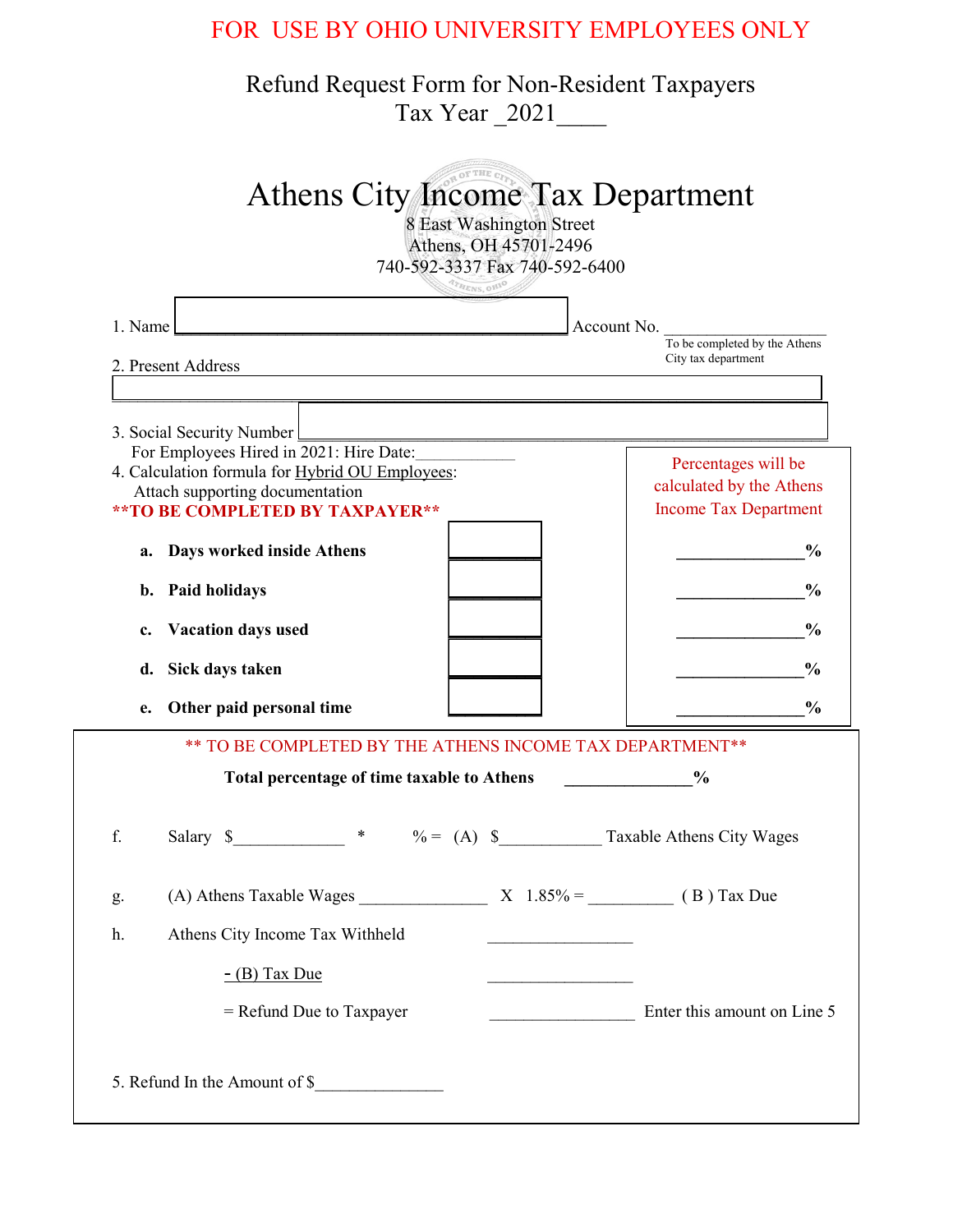FOR USE BY OHIO UNIVERSITY EMPLOYEES ONLY

Refund Request Form for Non-Resident Taxpayers
Tax Year _2021____

# Athens City Income Tax Department

8 East Washington Street
Athens, OH 45701-2496
740-592-3337 Fax 740-592-6400

1. Name ______________________________ Account No. ________________
   *To be completed by the Athens City tax department*

2. Present Address ______________________________

3. Social Security Number ______________________________

   For Employees Hired in 2021: Hire Date:____________

4. Calculation formula for Hybrid OU Employees:
   Attach supporting documentation

**\*\*TO BE COMPLETED BY TAXPAYER\*\***

| | | Percentages will be calculated by the Athens Income Tax Department |
|---|---|---|
| **a. Days worked inside Athens** | | _______________% |
| **b. Paid holidays** | | _______________% |
| **c. Vacation days used** | | _______________% |
| **d. Sick days taken** | | _______________% |
| **e. Other paid personal time** | | _______________% |

\*\* TO BE COMPLETED BY THE ATHENS INCOME TAX DEPARTMENT\*\*

**Total percentage of time taxable to Athens** _______________%

f. Salary $_____________ * % = (A) $____________ Taxable Athens City Wages

g. (A) Athens Taxable Wages _______________ X 1.85% = __________ ( B ) Tax Due

h. Athens City Income Tax Withheld _________________

   - (B) Tax Due _________________

   = Refund Due to Taxpayer _________________ Enter this amount on Line 5

5. Refund In the Amount of $_______________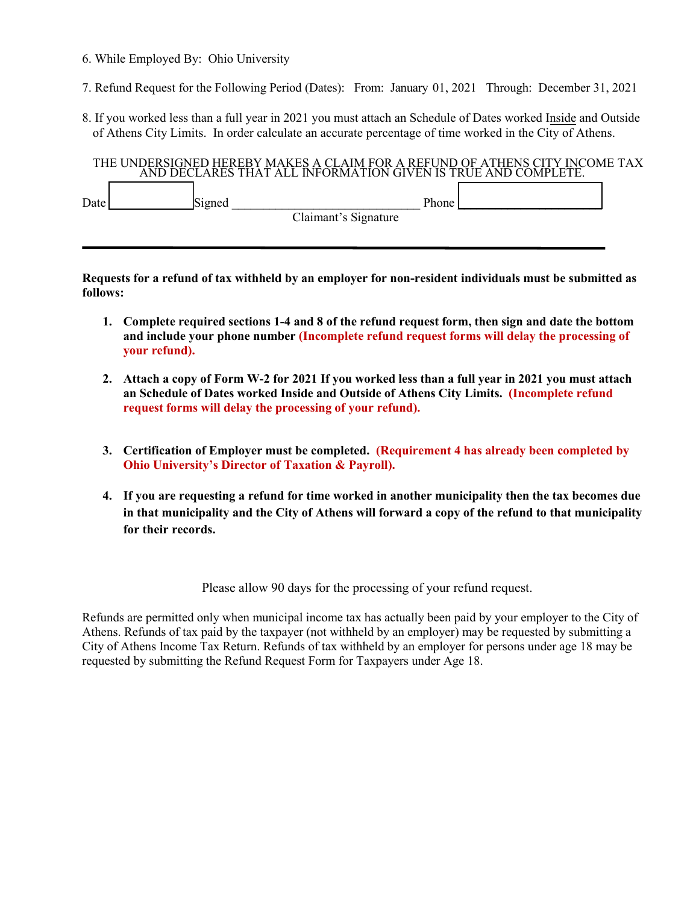6. While Employed By: Ohio University

7. Refund Request for the Following Period (Dates): From: January 01, 2021 Through: December 31, 2021

8. If you worked less than a full year in 2021 you must attach an Schedule of Dates worked Inside and Outside of Athens City Limits. In order calculate an accurate percentage of time worked in the City of Athens.

THE UNDERSIGNED HEREBY MAKES A CLAIM FOR A REFUND OF ATHENS CITY INCOME TAX AND DECLARES THAT ALL INFORMATION GIVEN IS TRUE AND COMPLETE.

Date ____________ Signed ______________________________ Phone ____________

Claimant's Signature

---

**Requests for a refund of tax withheld by an employer for non-resident individuals must be submitted as follows:**

1. **Complete required sections 1-4 and 8 of the refund request form, then sign and date the bottom and include your phone number (Incomplete refund request forms will delay the processing of your refund).**

2. **Attach a copy of Form W-2 for 2021 If you worked less than a full year in 2021 you must attach an Schedule of Dates worked Inside and Outside of Athens City Limits. (Incomplete refund request forms will delay the processing of your refund).**

3. **Certification of Employer must be completed. (Requirement 4 has already been completed by Ohio University's Director of Taxation & Payroll).**

4. **If you are requesting a refund for time worked in another municipality then the tax becomes due in that municipality and the City of Athens will forward a copy of the refund to that municipality for their records.**

Please allow 90 days for the processing of your refund request.

Refunds are permitted only when municipal income tax has actually been paid by your employer to the City of Athens. Refunds of tax paid by the taxpayer (not withheld by an employer) may be requested by submitting a City of Athens Income Tax Return. Refunds of tax withheld by an employer for persons under age 18 may be requested by submitting the Refund Request Form for Taxpayers under Age 18.